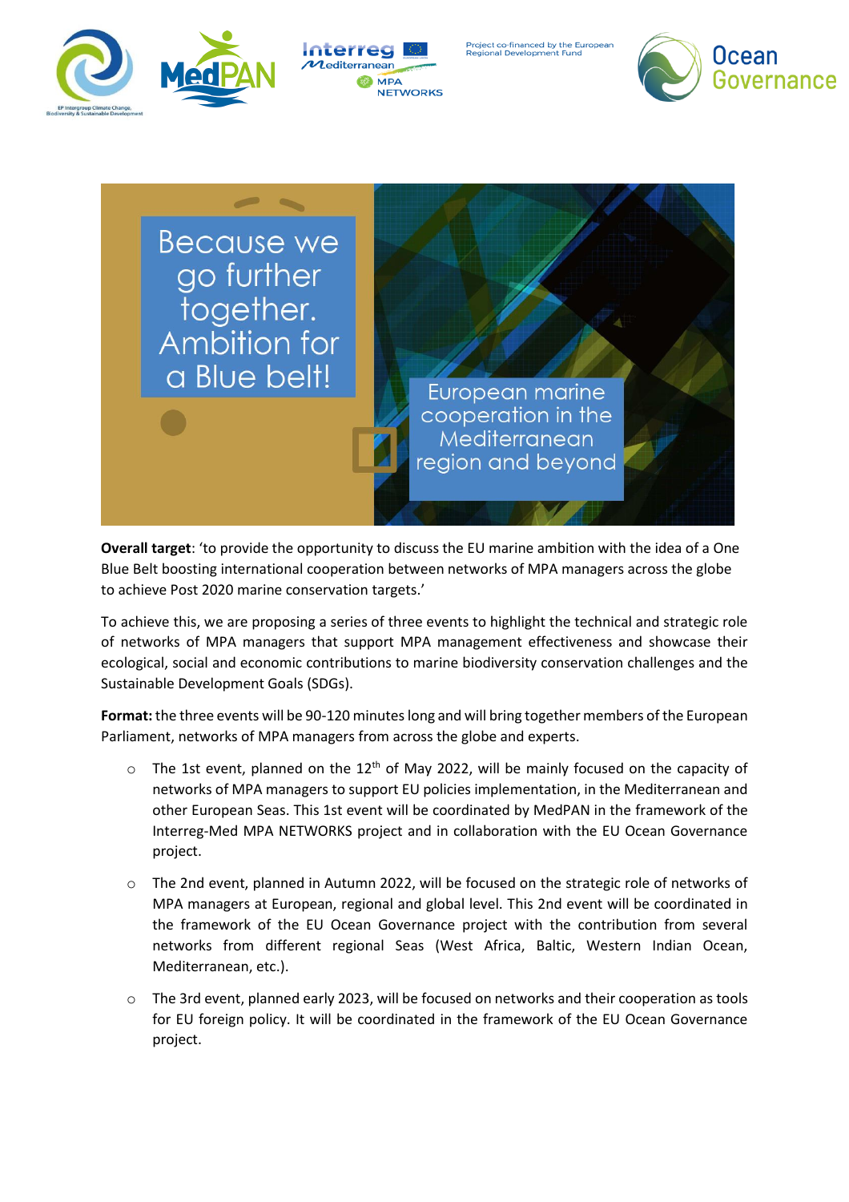Project co-financed by the European Regional Development Fund

# Because we go further together. Ambition for a Blue belt!

## European marine cooperation in the Mediterranean region and beyond

**Overall target**: 'to provide the opportunity to discuss the EU marine ambition with the idea of a One Blue Belt boosting international cooperation between networks of MPA managers across the globe to achieve Post 2020 marine conservation targets.'

To achieve this, we are proposing a series of three events to highlight the technical and strategic role of networks of MPA managers that support MPA management effectiveness and showcase their ecological, social and economic contributions to marine biodiversity conservation challenges and the Sustainable Development Goals (SDGs).

**Format:** the three events will be 90-120 minutes long and will bring together members of the European Parliament, networks of MPA managers from across the globe and experts.

- The 1st event, planned on the 12th of May 2022, will be mainly focused on the capacity of networks of MPA managers to support EU policies implementation, in the Mediterranean and other European Seas. This 1st event will be coordinated by MedPAN in the framework of the Interreg-Med MPA NETWORKS project and in collaboration with the EU Ocean Governance project.
- The 2nd event, planned in Autumn 2022, will be focused on the strategic role of networks of MPA managers at European, regional and global level. This 2nd event will be coordinated in the framework of the EU Ocean Governance project with the contribution from several networks from different regional Seas (West Africa, Baltic, Western Indian Ocean, Mediterranean, etc.).
- The 3rd event, planned early 2023, will be focused on networks and their cooperation as tools for EU foreign policy. It will be coordinated in the framework of the EU Ocean Governance project.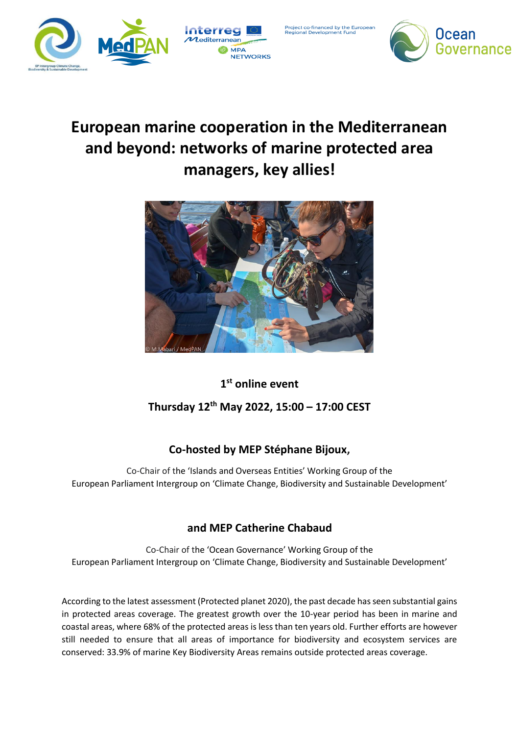# European marine cooperation in the Mediterranean and beyond: networks of marine protected area managers, key allies!

© M.Mabari / MedPAN

**1st online event**

**Thursday 12th May 2022, 15:00 – 17:00 CEST**

**Co-hosted by MEP Stéphane Bijoux,**

Co-Chair of the 'Islands and Overseas Entities' Working Group of the European Parliament Intergroup on 'Climate Change, Biodiversity and Sustainable Development'

**and MEP Catherine Chabaud**

Co-Chair of the 'Ocean Governance' Working Group of the European Parliament Intergroup on 'Climate Change, Biodiversity and Sustainable Development'

According to the latest assessment (Protected planet 2020), the past decade has seen substantial gains in protected areas coverage. The greatest growth over the 10-year period has been in marine and coastal areas, where 68% of the protected areas is less than ten years old. Further efforts are however still needed to ensure that all areas of importance for biodiversity and ecosystem services are conserved: 33.9% of marine Key Biodiversity Areas remains outside protected areas coverage.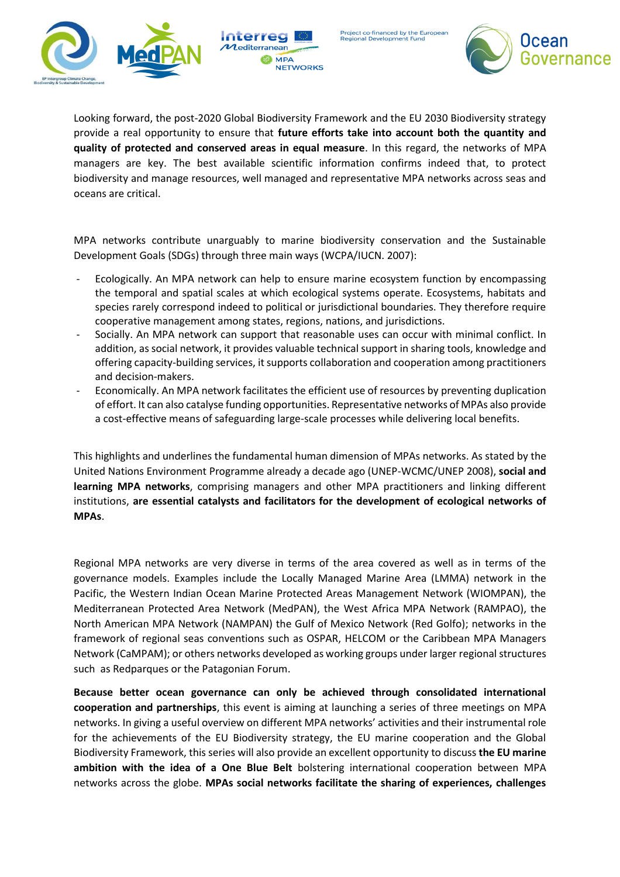Looking forward, the post-2020 Global Biodiversity Framework and the EU 2030 Biodiversity strategy provide a real opportunity to ensure that **future efforts take into account both the quantity and quality of protected and conserved areas in equal measure**. In this regard, the networks of MPA managers are key. The best available scientific information confirms indeed that, to protect biodiversity and manage resources, well managed and representative MPA networks across seas and oceans are critical.

MPA networks contribute unarguably to marine biodiversity conservation and the Sustainable Development Goals (SDGs) through three main ways (WCPA/IUCN. 2007):

- Ecologically. An MPA network can help to ensure marine ecosystem function by encompassing the temporal and spatial scales at which ecological systems operate. Ecosystems, habitats and species rarely correspond indeed to political or jurisdictional boundaries. They therefore require cooperative management among states, regions, nations, and jurisdictions.
- Socially. An MPA network can support that reasonable uses can occur with minimal conflict. In addition, as social network, it provides valuable technical support in sharing tools, knowledge and offering capacity-building services, it supports collaboration and cooperation among practitioners and decision-makers.
- Economically. An MPA network facilitates the efficient use of resources by preventing duplication of effort. It can also catalyse funding opportunities. Representative networks of MPAs also provide a cost-effective means of safeguarding large-scale processes while delivering local benefits.

This highlights and underlines the fundamental human dimension of MPAs networks. As stated by the United Nations Environment Programme already a decade ago (UNEP-WCMC/UNEP 2008), **social and learning MPA networks**, comprising managers and other MPA practitioners and linking different institutions, **are essential catalysts and facilitators for the development of ecological networks of MPAs**.

Regional MPA networks are very diverse in terms of the area covered as well as in terms of the governance models. Examples include the Locally Managed Marine Area (LMMA) network in the Pacific, the Western Indian Ocean Marine Protected Areas Management Network (WIOMPAN), the Mediterranean Protected Area Network (MedPAN), the West Africa MPA Network (RAMPAO), the North American MPA Network (NAMPAN) the Gulf of Mexico Network (Red Golfo); networks in the framework of regional seas conventions such as OSPAR, HELCOM or the Caribbean MPA Managers Network (CaMPAM); or others networks developed as working groups under larger regional structures such as Redparques or the Patagonian Forum.

**Because better ocean governance can only be achieved through consolidated international cooperation and partnerships**, this event is aiming at launching a series of three meetings on MPA networks. In giving a useful overview on different MPA networks' activities and their instrumental role for the achievements of the EU Biodiversity strategy, the EU marine cooperation and the Global Biodiversity Framework, this series will also provide an excellent opportunity to discuss **the EU marine ambition with the idea of a One Blue Belt** bolstering international cooperation between MPA networks across the globe. **MPAs social networks facilitate the sharing of experiences, challenges**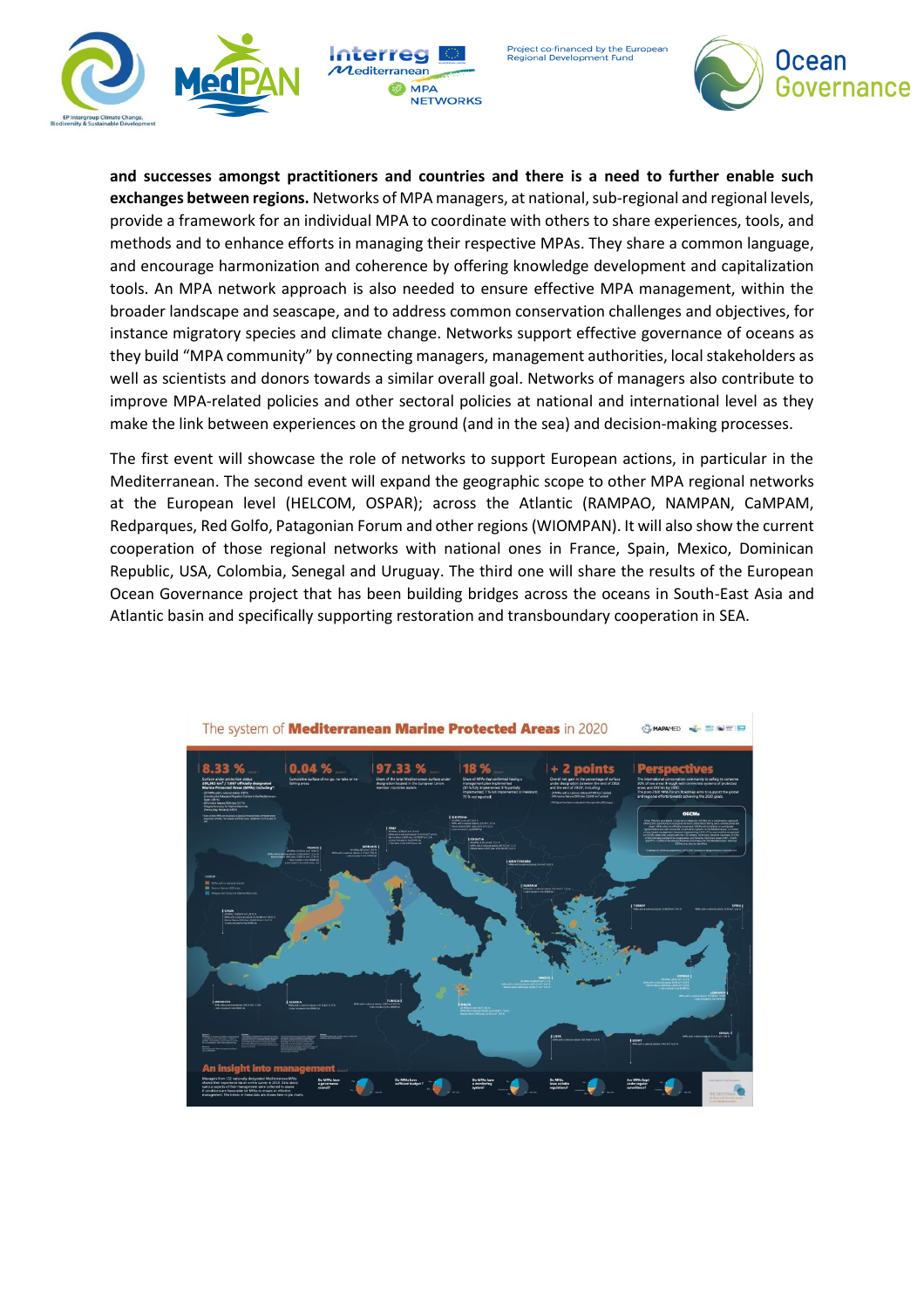**and successes amongst practitioners and countries and there is a need to further enable such exchanges between regions.** Networks of MPA managers, at national, sub-regional and regional levels, provide a framework for an individual MPA to coordinate with others to share experiences, tools, and methods and to enhance efforts in managing their respective MPAs. They share a common language, and encourage harmonization and coherence by offering knowledge development and capitalization tools. An MPA network approach is also needed to ensure effective MPA management, within the broader landscape and seascape, and to address common conservation challenges and objectives, for instance migratory species and climate change. Networks support effective governance of oceans as they build "MPA community" by connecting managers, management authorities, local stakeholders as well as scientists and donors towards a similar overall goal. Networks of managers also contribute to improve MPA-related policies and other sectoral policies at national and international level as they make the link between experiences on the ground (and in the sea) and decision-making processes.

The first event will showcase the role of networks to support European actions, in particular in the Mediterranean. The second event will expand the geographic scope to other MPA regional networks at the European level (HELCOM, OSPAR); across the Atlantic (RAMPAO, NAMPAN, CaMPAM, Redparques, Red Golfo, Patagonian Forum and other regions (WIOMPAN). It will also show the current cooperation of those regional networks with national ones in France, Spain, Mexico, Dominican Republic, USA, Colombia, Senegal and Uruguay. The third one will share the results of the European Ocean Governance project that has been building bridges across the oceans in South-East Asia and Atlantic basin and specifically supporting restoration and transboundary cooperation in SEA.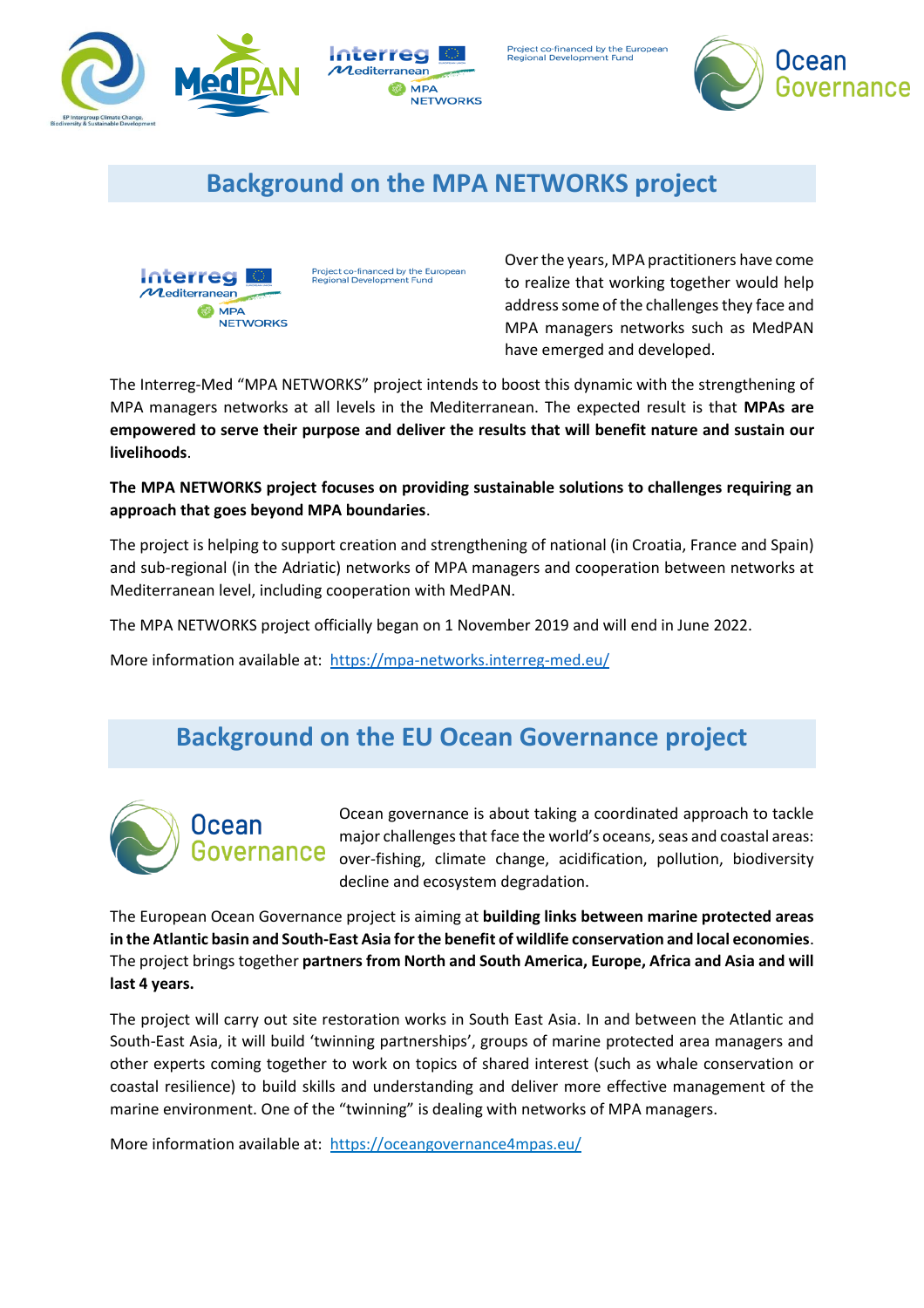## Background on the MPA NETWORKS project

Over the years, MPA practitioners have come to realize that working together would help address some of the challenges they face and MPA managers networks such as MedPAN have emerged and developed.

The Interreg-Med "MPA NETWORKS" project intends to boost this dynamic with the strengthening of MPA managers networks at all levels in the Mediterranean. The expected result is that **MPAs are empowered to serve their purpose and deliver the results that will benefit nature and sustain our livelihoods**.

**The MPA NETWORKS project focuses on providing sustainable solutions to challenges requiring an approach that goes beyond MPA boundaries**.

The project is helping to support creation and strengthening of national (in Croatia, France and Spain) and sub-regional (in the Adriatic) networks of MPA managers and cooperation between networks at Mediterranean level, including cooperation with MedPAN.

The MPA NETWORKS project officially began on 1 November 2019 and will end in June 2022.

More information available at: https://mpa-networks.interreg-med.eu/

## Background on the EU Ocean Governance project

Ocean governance is about taking a coordinated approach to tackle major challenges that face the world's oceans, seas and coastal areas: over-fishing, climate change, acidification, pollution, biodiversity decline and ecosystem degradation.

The European Ocean Governance project is aiming at **building links between marine protected areas in the Atlantic basin and South-East Asia for the benefit of wildlife conservation and local economies**. The project brings together **partners from North and South America, Europe, Africa and Asia and will last 4 years.**

The project will carry out site restoration works in South East Asia. In and between the Atlantic and South-East Asia, it will build 'twinning partnerships', groups of marine protected area managers and other experts coming together to work on topics of shared interest (such as whale conservation or coastal resilience) to build skills and understanding and deliver more effective management of the marine environment. One of the "twinning" is dealing with networks of MPA managers.

More information available at: https://oceangovernance4mpas.eu/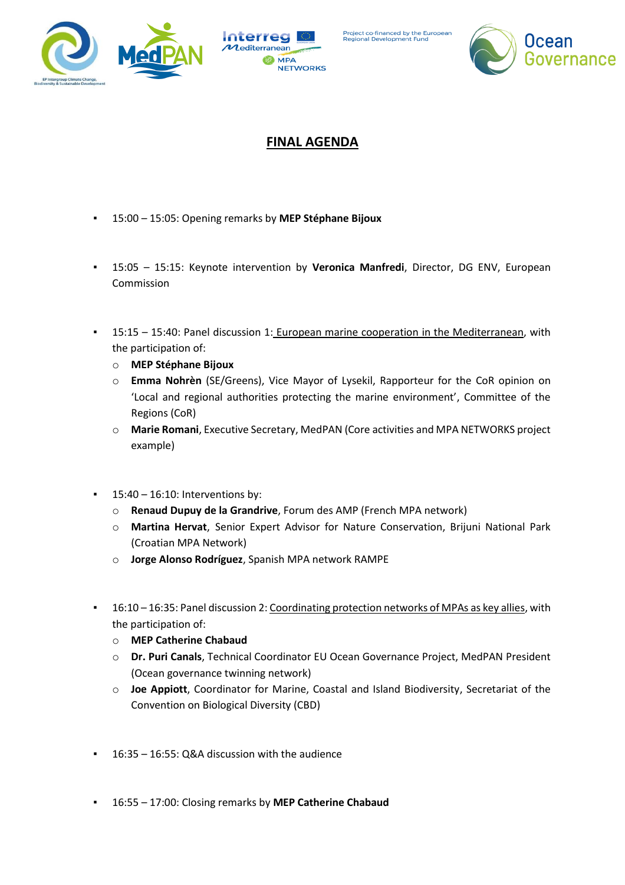# FINAL AGENDA

- 15:00 – 15:05: Opening remarks by **MEP Stéphane Bijoux**

- 15:05 – 15:15: Keynote intervention by **Veronica Manfredi**, Director, DG ENV, European Commission

- 15:15 – 15:40: Panel discussion 1: European marine cooperation in the Mediterranean, with the participation of:
  - **MEP Stéphane Bijoux**
  - **Emma Nohrèn** (SE/Greens), Vice Mayor of Lysekil, Rapporteur for the CoR opinion on 'Local and regional authorities protecting the marine environment', Committee of the Regions (CoR)
  - **Marie Romani**, Executive Secretary, MedPAN (Core activities and MPA NETWORKS project example)

- 15:40 – 16:10: Interventions by:
  - **Renaud Dupuy de la Grandrive**, Forum des AMP (French MPA network)
  - **Martina Hervat**, Senior Expert Advisor for Nature Conservation, Brijuni National Park (Croatian MPA Network)
  - **Jorge Alonso Rodríguez**, Spanish MPA network RAMPE

- 16:10 – 16:35: Panel discussion 2: Coordinating protection networks of MPAs as key allies, with the participation of:
  - **MEP Catherine Chabaud**
  - **Dr. Puri Canals**, Technical Coordinator EU Ocean Governance Project, MedPAN President (Ocean governance twinning network)
  - **Joe Appiott**, Coordinator for Marine, Coastal and Island Biodiversity, Secretariat of the Convention on Biological Diversity (CBD)

- 16:35 – 16:55: Q&A discussion with the audience

- 16:55 – 17:00: Closing remarks by **MEP Catherine Chabaud**